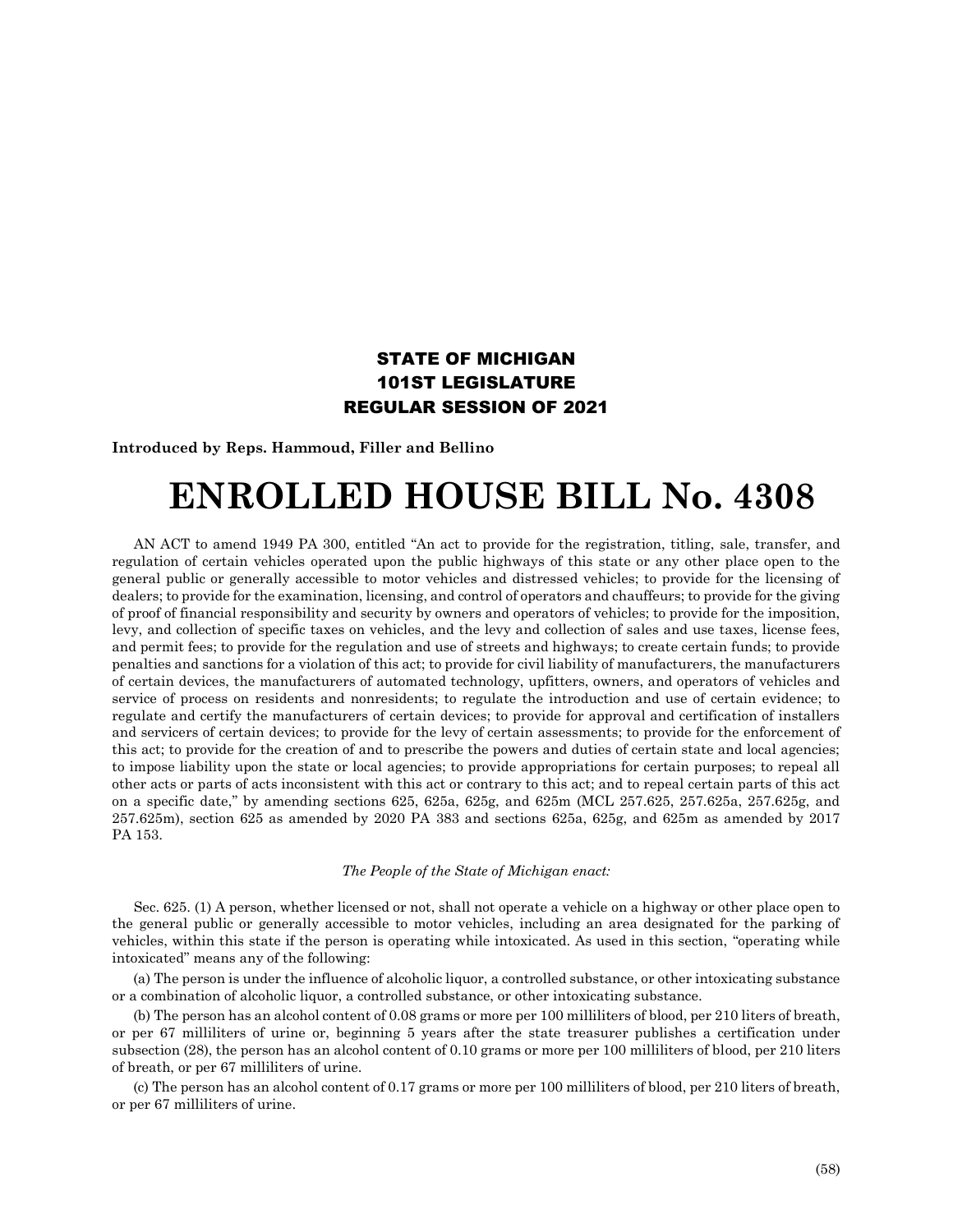**STATE OF MICHIGAN**
**101ST LEGISLATURE**
**REGULAR SESSION OF 2021**

**Introduced by Reps. Hammoud, Filler and Bellino**

# ENROLLED HOUSE BILL No. 4308

AN ACT to amend 1949 PA 300, entitled "An act to provide for the registration, titling, sale, transfer, and regulation of certain vehicles operated upon the public highways of this state or any other place open to the general public or generally accessible to motor vehicles and distressed vehicles; to provide for the licensing of dealers; to provide for the examination, licensing, and control of operators and chauffeurs; to provide for the giving of proof of financial responsibility and security by owners and operators of vehicles; to provide for the imposition, levy, and collection of specific taxes on vehicles, and the levy and collection of sales and use taxes, license fees, and permit fees; to provide for the regulation and use of streets and highways; to create certain funds; to provide penalties and sanctions for a violation of this act; to provide for civil liability of manufacturers, the manufacturers of certain devices, the manufacturers of automated technology, upfitters, owners, and operators of vehicles and service of process on residents and nonresidents; to regulate the introduction and use of certain evidence; to regulate and certify the manufacturers of certain devices; to provide for approval and certification of installers and servicers of certain devices; to provide for the levy of certain assessments; to provide for the enforcement of this act; to provide for the creation of and to prescribe the powers and duties of certain state and local agencies; to impose liability upon the state or local agencies; to provide appropriations for certain purposes; to repeal all other acts or parts of acts inconsistent with this act or contrary to this act; and to repeal certain parts of this act on a specific date," by amending sections 625, 625a, 625g, and 625m (MCL 257.625, 257.625a, 257.625g, and 257.625m), section 625 as amended by 2020 PA 383 and sections 625a, 625g, and 625m as amended by 2017 PA 153.

*The People of the State of Michigan enact:*

Sec. 625. (1) A person, whether licensed or not, shall not operate a vehicle on a highway or other place open to the general public or generally accessible to motor vehicles, including an area designated for the parking of vehicles, within this state if the person is operating while intoxicated. As used in this section, "operating while intoxicated" means any of the following:

(a) The person is under the influence of alcoholic liquor, a controlled substance, or other intoxicating substance or a combination of alcoholic liquor, a controlled substance, or other intoxicating substance.

(b) The person has an alcohol content of 0.08 grams or more per 100 milliliters of blood, per 210 liters of breath, or per 67 milliliters of urine or, beginning 5 years after the state treasurer publishes a certification under subsection (28), the person has an alcohol content of 0.10 grams or more per 100 milliliters of blood, per 210 liters of breath, or per 67 milliliters of urine.

(c) The person has an alcohol content of 0.17 grams or more per 100 milliliters of blood, per 210 liters of breath, or per 67 milliliters of urine.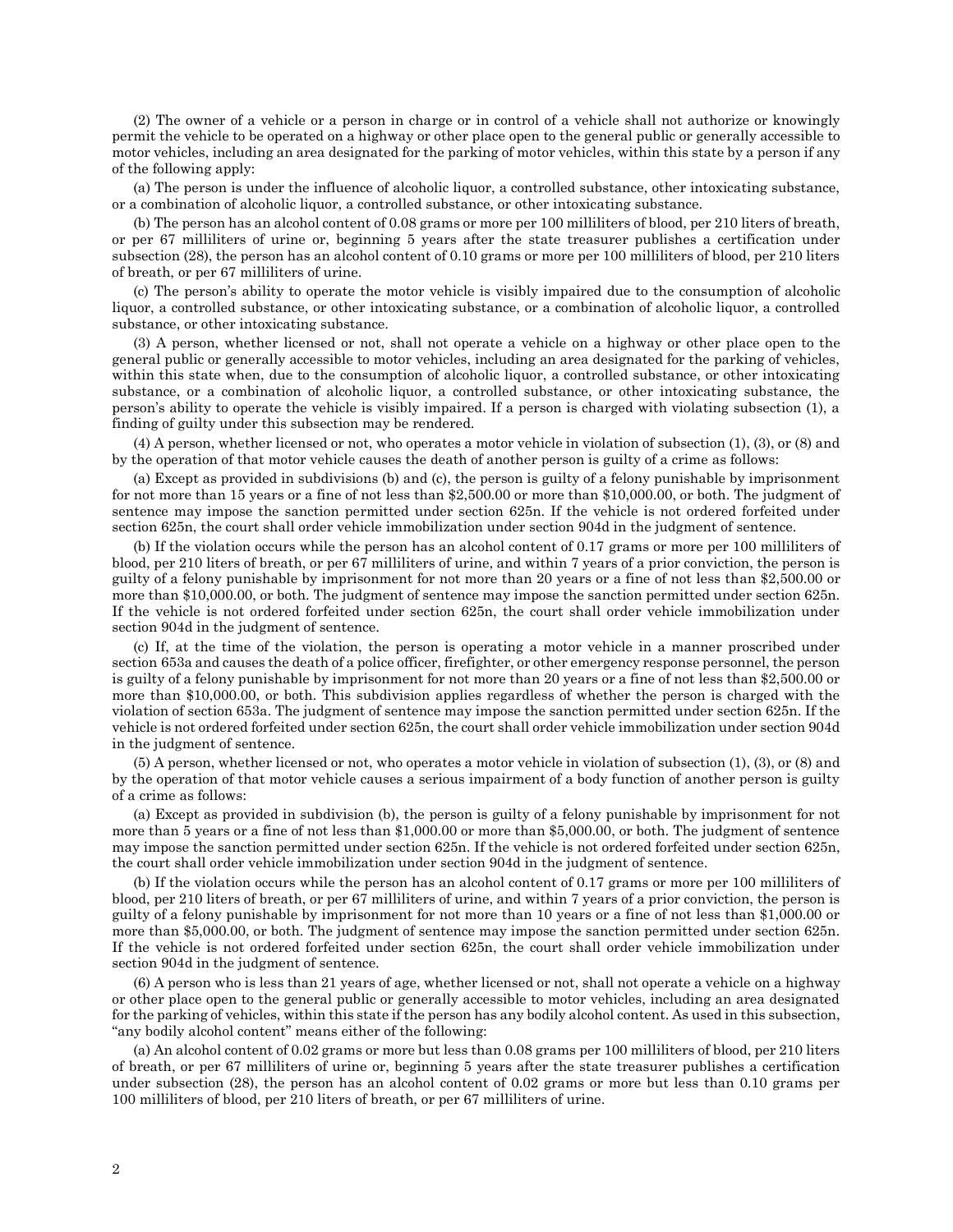(2) The owner of a vehicle or a person in charge or in control of a vehicle shall not authorize or knowingly permit the vehicle to be operated on a highway or other place open to the general public or generally accessible to motor vehicles, including an area designated for the parking of motor vehicles, within this state by a person if any of the following apply:

(a) The person is under the influence of alcoholic liquor, a controlled substance, other intoxicating substance, or a combination of alcoholic liquor, a controlled substance, or other intoxicating substance.

(b) The person has an alcohol content of 0.08 grams or more per 100 milliliters of blood, per 210 liters of breath, or per 67 milliliters of urine or, beginning 5 years after the state treasurer publishes a certification under subsection (28), the person has an alcohol content of 0.10 grams or more per 100 milliliters of blood, per 210 liters of breath, or per 67 milliliters of urine.

(c) The person's ability to operate the motor vehicle is visibly impaired due to the consumption of alcoholic liquor, a controlled substance, or other intoxicating substance, or a combination of alcoholic liquor, a controlled substance, or other intoxicating substance.

(3) A person, whether licensed or not, shall not operate a vehicle on a highway or other place open to the general public or generally accessible to motor vehicles, including an area designated for the parking of vehicles, within this state when, due to the consumption of alcoholic liquor, a controlled substance, or other intoxicating substance, or a combination of alcoholic liquor, a controlled substance, or other intoxicating substance, the person's ability to operate the vehicle is visibly impaired. If a person is charged with violating subsection (1), a finding of guilty under this subsection may be rendered.

(4) A person, whether licensed or not, who operates a motor vehicle in violation of subsection (1), (3), or (8) and by the operation of that motor vehicle causes the death of another person is guilty of a crime as follows:

(a) Except as provided in subdivisions (b) and (c), the person is guilty of a felony punishable by imprisonment for not more than 15 years or a fine of not less than $2,500.00 or more than $10,000.00, or both. The judgment of sentence may impose the sanction permitted under section 625n. If the vehicle is not ordered forfeited under section 625n, the court shall order vehicle immobilization under section 904d in the judgment of sentence.

(b) If the violation occurs while the person has an alcohol content of 0.17 grams or more per 100 milliliters of blood, per 210 liters of breath, or per 67 milliliters of urine, and within 7 years of a prior conviction, the person is guilty of a felony punishable by imprisonment for not more than 20 years or a fine of not less than $2,500.00 or more than $10,000.00, or both. The judgment of sentence may impose the sanction permitted under section 625n. If the vehicle is not ordered forfeited under section 625n, the court shall order vehicle immobilization under section 904d in the judgment of sentence.

(c) If, at the time of the violation, the person is operating a motor vehicle in a manner proscribed under section 653a and causes the death of a police officer, firefighter, or other emergency response personnel, the person is guilty of a felony punishable by imprisonment for not more than 20 years or a fine of not less than $2,500.00 or more than $10,000.00, or both. This subdivision applies regardless of whether the person is charged with the violation of section 653a. The judgment of sentence may impose the sanction permitted under section 625n. If the vehicle is not ordered forfeited under section 625n, the court shall order vehicle immobilization under section 904d in the judgment of sentence.

(5) A person, whether licensed or not, who operates a motor vehicle in violation of subsection (1), (3), or (8) and by the operation of that motor vehicle causes a serious impairment of a body function of another person is guilty of a crime as follows:

(a) Except as provided in subdivision (b), the person is guilty of a felony punishable by imprisonment for not more than 5 years or a fine of not less than $1,000.00 or more than $5,000.00, or both. The judgment of sentence may impose the sanction permitted under section 625n. If the vehicle is not ordered forfeited under section 625n, the court shall order vehicle immobilization under section 904d in the judgment of sentence.

(b) If the violation occurs while the person has an alcohol content of 0.17 grams or more per 100 milliliters of blood, per 210 liters of breath, or per 67 milliliters of urine, and within 7 years of a prior conviction, the person is guilty of a felony punishable by imprisonment for not more than 10 years or a fine of not less than $1,000.00 or more than $5,000.00, or both. The judgment of sentence may impose the sanction permitted under section 625n. If the vehicle is not ordered forfeited under section 625n, the court shall order vehicle immobilization under section 904d in the judgment of sentence.

(6) A person who is less than 21 years of age, whether licensed or not, shall not operate a vehicle on a highway or other place open to the general public or generally accessible to motor vehicles, including an area designated for the parking of vehicles, within this state if the person has any bodily alcohol content. As used in this subsection, "any bodily alcohol content" means either of the following:

(a) An alcohol content of 0.02 grams or more but less than 0.08 grams per 100 milliliters of blood, per 210 liters of breath, or per 67 milliliters of urine or, beginning 5 years after the state treasurer publishes a certification under subsection (28), the person has an alcohol content of 0.02 grams or more but less than 0.10 grams per 100 milliliters of blood, per 210 liters of breath, or per 67 milliliters of urine.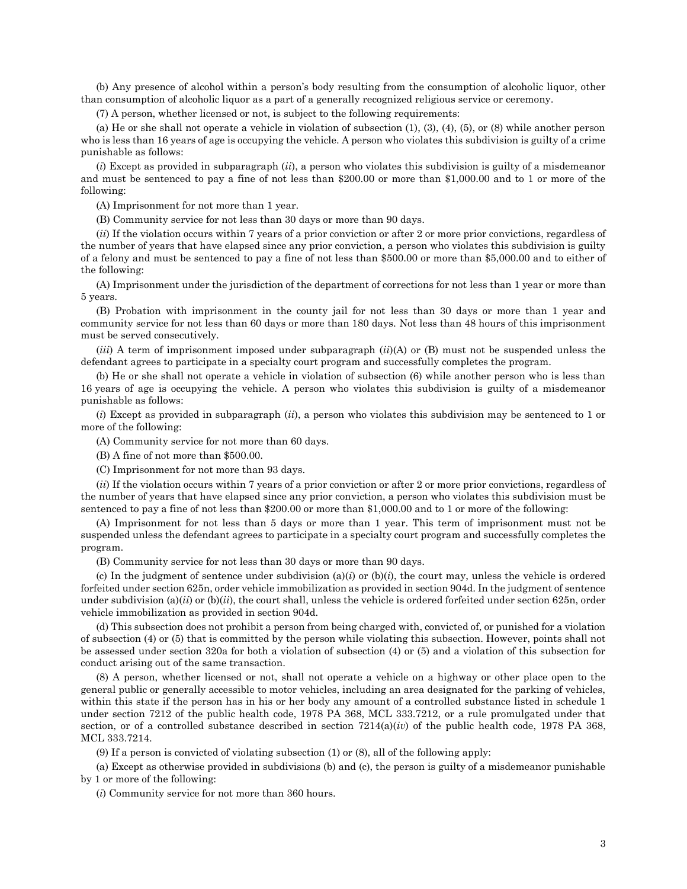(b) Any presence of alcohol within a person's body resulting from the consumption of alcoholic liquor, other than consumption of alcoholic liquor as a part of a generally recognized religious service or ceremony.

(7) A person, whether licensed or not, is subject to the following requirements:

(a) He or she shall not operate a vehicle in violation of subsection (1), (3), (4), (5), or (8) while another person who is less than 16 years of age is occupying the vehicle. A person who violates this subdivision is guilty of a crime punishable as follows:

(*i*) Except as provided in subparagraph (*ii*), a person who violates this subdivision is guilty of a misdemeanor and must be sentenced to pay a fine of not less than $200.00 or more than $1,000.00 and to 1 or more of the following:

(A) Imprisonment for not more than 1 year.

(B) Community service for not less than 30 days or more than 90 days.

(*ii*) If the violation occurs within 7 years of a prior conviction or after 2 or more prior convictions, regardless of the number of years that have elapsed since any prior conviction, a person who violates this subdivision is guilty of a felony and must be sentenced to pay a fine of not less than $500.00 or more than $5,000.00 and to either of the following:

(A) Imprisonment under the jurisdiction of the department of corrections for not less than 1 year or more than 5 years.

(B) Probation with imprisonment in the county jail for not less than 30 days or more than 1 year and community service for not less than 60 days or more than 180 days. Not less than 48 hours of this imprisonment must be served consecutively.

(*iii*) A term of imprisonment imposed under subparagraph (*ii*)(A) or (B) must not be suspended unless the defendant agrees to participate in a specialty court program and successfully completes the program.

(b) He or she shall not operate a vehicle in violation of subsection (6) while another person who is less than 16 years of age is occupying the vehicle. A person who violates this subdivision is guilty of a misdemeanor punishable as follows:

(*i*) Except as provided in subparagraph (*ii*), a person who violates this subdivision may be sentenced to 1 or more of the following:

(A) Community service for not more than 60 days.

(B) A fine of not more than $500.00.

(C) Imprisonment for not more than 93 days.

(*ii*) If the violation occurs within 7 years of a prior conviction or after 2 or more prior convictions, regardless of the number of years that have elapsed since any prior conviction, a person who violates this subdivision must be sentenced to pay a fine of not less than $200.00 or more than $1,000.00 and to 1 or more of the following:

(A) Imprisonment for not less than 5 days or more than 1 year. This term of imprisonment must not be suspended unless the defendant agrees to participate in a specialty court program and successfully completes the program.

(B) Community service for not less than 30 days or more than 90 days.

(c) In the judgment of sentence under subdivision (a)(*i*) or (b)(*i*), the court may, unless the vehicle is ordered forfeited under section 625n, order vehicle immobilization as provided in section 904d. In the judgment of sentence under subdivision (a)(*ii*) or (b)(*ii*), the court shall, unless the vehicle is ordered forfeited under section 625n, order vehicle immobilization as provided in section 904d.

(d) This subsection does not prohibit a person from being charged with, convicted of, or punished for a violation of subsection (4) or (5) that is committed by the person while violating this subsection. However, points shall not be assessed under section 320a for both a violation of subsection (4) or (5) and a violation of this subsection for conduct arising out of the same transaction.

(8) A person, whether licensed or not, shall not operate a vehicle on a highway or other place open to the general public or generally accessible to motor vehicles, including an area designated for the parking of vehicles, within this state if the person has in his or her body any amount of a controlled substance listed in schedule 1 under section 7212 of the public health code, 1978 PA 368, MCL 333.7212, or a rule promulgated under that section, or of a controlled substance described in section 7214(a)(*iv*) of the public health code, 1978 PA 368, MCL 333.7214.

(9) If a person is convicted of violating subsection (1) or (8), all of the following apply:

(a) Except as otherwise provided in subdivisions (b) and (c), the person is guilty of a misdemeanor punishable by 1 or more of the following:

(*i*) Community service for not more than 360 hours.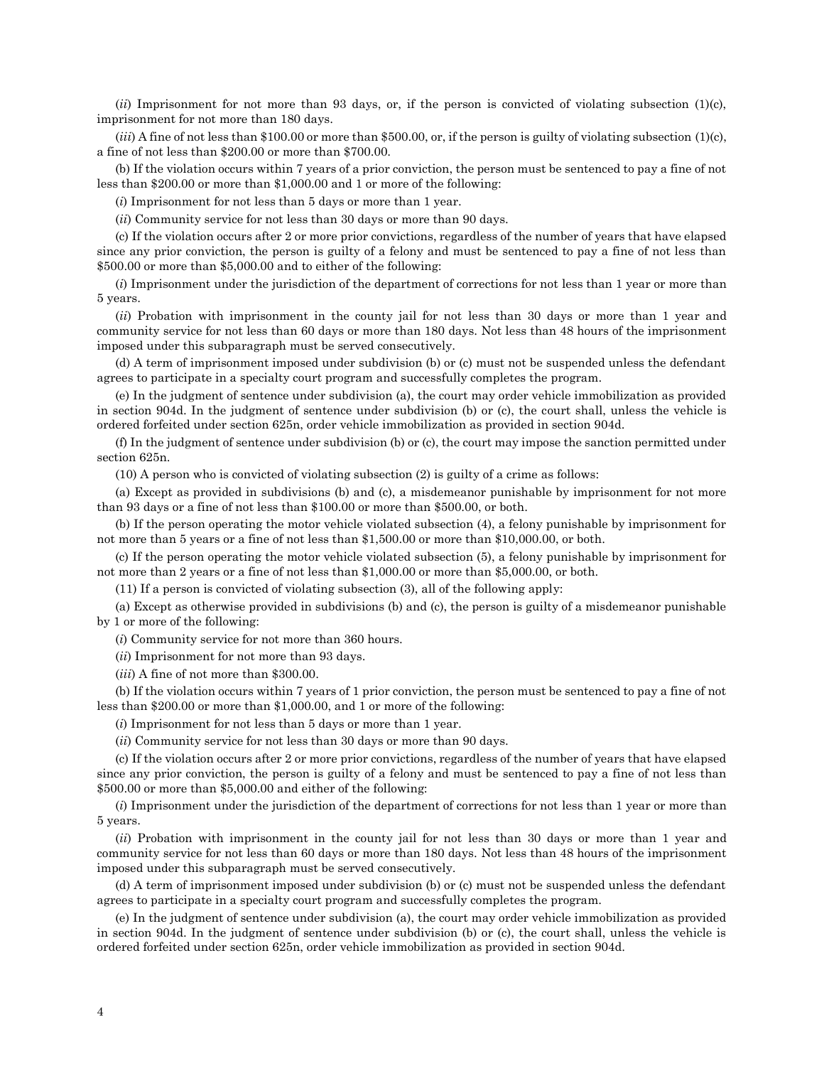(*ii*) Imprisonment for not more than 93 days, or, if the person is convicted of violating subsection (1)(c), imprisonment for not more than 180 days.

(*iii*) A fine of not less than $100.00 or more than $500.00, or, if the person is guilty of violating subsection (1)(c), a fine of not less than $200.00 or more than $700.00.

(b) If the violation occurs within 7 years of a prior conviction, the person must be sentenced to pay a fine of not less than $200.00 or more than $1,000.00 and 1 or more of the following:

(*i*) Imprisonment for not less than 5 days or more than 1 year.

(*ii*) Community service for not less than 30 days or more than 90 days.

(c) If the violation occurs after 2 or more prior convictions, regardless of the number of years that have elapsed since any prior conviction, the person is guilty of a felony and must be sentenced to pay a fine of not less than $500.00 or more than $5,000.00 and to either of the following:

(*i*) Imprisonment under the jurisdiction of the department of corrections for not less than 1 year or more than 5 years.

(*ii*) Probation with imprisonment in the county jail for not less than 30 days or more than 1 year and community service for not less than 60 days or more than 180 days. Not less than 48 hours of the imprisonment imposed under this subparagraph must be served consecutively.

(d) A term of imprisonment imposed under subdivision (b) or (c) must not be suspended unless the defendant agrees to participate in a specialty court program and successfully completes the program.

(e) In the judgment of sentence under subdivision (a), the court may order vehicle immobilization as provided in section 904d. In the judgment of sentence under subdivision (b) or (c), the court shall, unless the vehicle is ordered forfeited under section 625n, order vehicle immobilization as provided in section 904d.

(f) In the judgment of sentence under subdivision (b) or (c), the court may impose the sanction permitted under section 625n.

(10) A person who is convicted of violating subsection (2) is guilty of a crime as follows:

(a) Except as provided in subdivisions (b) and (c), a misdemeanor punishable by imprisonment for not more than 93 days or a fine of not less than $100.00 or more than $500.00, or both.

(b) If the person operating the motor vehicle violated subsection (4), a felony punishable by imprisonment for not more than 5 years or a fine of not less than $1,500.00 or more than $10,000.00, or both.

(c) If the person operating the motor vehicle violated subsection (5), a felony punishable by imprisonment for not more than 2 years or a fine of not less than $1,000.00 or more than $5,000.00, or both.

(11) If a person is convicted of violating subsection (3), all of the following apply:

(a) Except as otherwise provided in subdivisions (b) and (c), the person is guilty of a misdemeanor punishable by 1 or more of the following:

(*i*) Community service for not more than 360 hours.

(*ii*) Imprisonment for not more than 93 days.

(*iii*) A fine of not more than $300.00.

(b) If the violation occurs within 7 years of 1 prior conviction, the person must be sentenced to pay a fine of not less than $200.00 or more than $1,000.00, and 1 or more of the following:

(*i*) Imprisonment for not less than 5 days or more than 1 year.

(*ii*) Community service for not less than 30 days or more than 90 days.

(c) If the violation occurs after 2 or more prior convictions, regardless of the number of years that have elapsed since any prior conviction, the person is guilty of a felony and must be sentenced to pay a fine of not less than $500.00 or more than $5,000.00 and either of the following:

(*i*) Imprisonment under the jurisdiction of the department of corrections for not less than 1 year or more than 5 years.

(*ii*) Probation with imprisonment in the county jail for not less than 30 days or more than 1 year and community service for not less than 60 days or more than 180 days. Not less than 48 hours of the imprisonment imposed under this subparagraph must be served consecutively.

(d) A term of imprisonment imposed under subdivision (b) or (c) must not be suspended unless the defendant agrees to participate in a specialty court program and successfully completes the program.

(e) In the judgment of sentence under subdivision (a), the court may order vehicle immobilization as provided in section 904d. In the judgment of sentence under subdivision (b) or (c), the court shall, unless the vehicle is ordered forfeited under section 625n, order vehicle immobilization as provided in section 904d.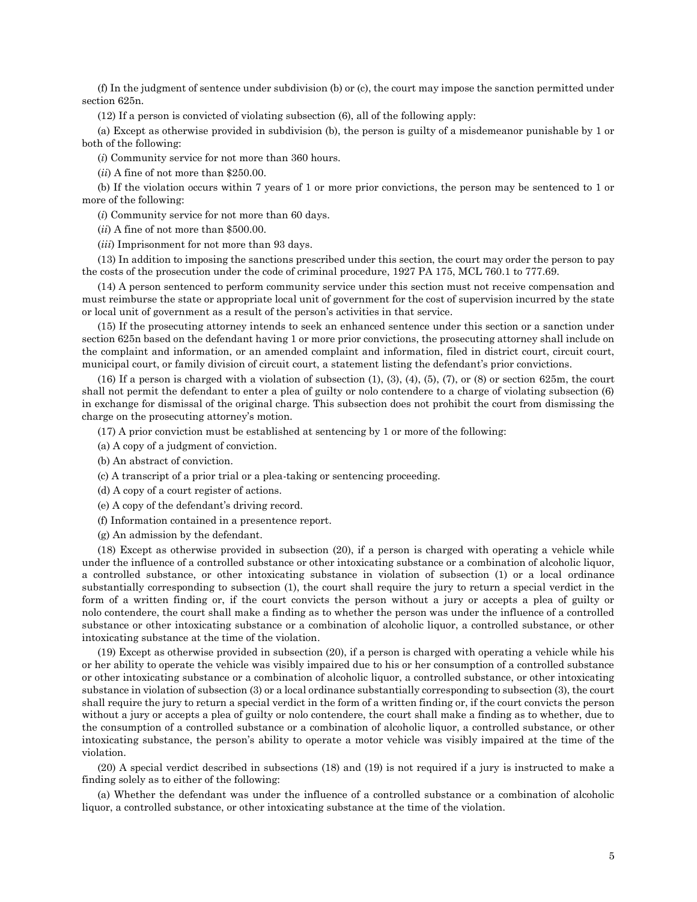(f) In the judgment of sentence under subdivision (b) or (c), the court may impose the sanction permitted under section 625n.

(12) If a person is convicted of violating subsection (6), all of the following apply:

(a) Except as otherwise provided in subdivision (b), the person is guilty of a misdemeanor punishable by 1 or both of the following:

(*i*) Community service for not more than 360 hours.

(*ii*) A fine of not more than $250.00.

(b) If the violation occurs within 7 years of 1 or more prior convictions, the person may be sentenced to 1 or more of the following:

(*i*) Community service for not more than 60 days.

(*ii*) A fine of not more than $500.00.

(*iii*) Imprisonment for not more than 93 days.

(13) In addition to imposing the sanctions prescribed under this section, the court may order the person to pay the costs of the prosecution under the code of criminal procedure, 1927 PA 175, MCL 760.1 to 777.69.

(14) A person sentenced to perform community service under this section must not receive compensation and must reimburse the state or appropriate local unit of government for the cost of supervision incurred by the state or local unit of government as a result of the person's activities in that service.

(15) If the prosecuting attorney intends to seek an enhanced sentence under this section or a sanction under section 625n based on the defendant having 1 or more prior convictions, the prosecuting attorney shall include on the complaint and information, or an amended complaint and information, filed in district court, circuit court, municipal court, or family division of circuit court, a statement listing the defendant's prior convictions.

(16) If a person is charged with a violation of subsection (1), (3), (4), (5), (7), or (8) or section 625m, the court shall not permit the defendant to enter a plea of guilty or nolo contendere to a charge of violating subsection (6) in exchange for dismissal of the original charge. This subsection does not prohibit the court from dismissing the charge on the prosecuting attorney's motion.

(17) A prior conviction must be established at sentencing by 1 or more of the following:

(a) A copy of a judgment of conviction.

(b) An abstract of conviction.

(c) A transcript of a prior trial or a plea-taking or sentencing proceeding.

(d) A copy of a court register of actions.

(e) A copy of the defendant's driving record.

(f) Information contained in a presentence report.

(g) An admission by the defendant.

(18) Except as otherwise provided in subsection (20), if a person is charged with operating a vehicle while under the influence of a controlled substance or other intoxicating substance or a combination of alcoholic liquor, a controlled substance, or other intoxicating substance in violation of subsection (1) or a local ordinance substantially corresponding to subsection (1), the court shall require the jury to return a special verdict in the form of a written finding or, if the court convicts the person without a jury or accepts a plea of guilty or nolo contendere, the court shall make a finding as to whether the person was under the influence of a controlled substance or other intoxicating substance or a combination of alcoholic liquor, a controlled substance, or other intoxicating substance at the time of the violation.

(19) Except as otherwise provided in subsection (20), if a person is charged with operating a vehicle while his or her ability to operate the vehicle was visibly impaired due to his or her consumption of a controlled substance or other intoxicating substance or a combination of alcoholic liquor, a controlled substance, or other intoxicating substance in violation of subsection (3) or a local ordinance substantially corresponding to subsection (3), the court shall require the jury to return a special verdict in the form of a written finding or, if the court convicts the person without a jury or accepts a plea of guilty or nolo contendere, the court shall make a finding as to whether, due to the consumption of a controlled substance or a combination of alcoholic liquor, a controlled substance, or other intoxicating substance, the person's ability to operate a motor vehicle was visibly impaired at the time of the violation.

(20) A special verdict described in subsections (18) and (19) is not required if a jury is instructed to make a finding solely as to either of the following:

(a) Whether the defendant was under the influence of a controlled substance or a combination of alcoholic liquor, a controlled substance, or other intoxicating substance at the time of the violation.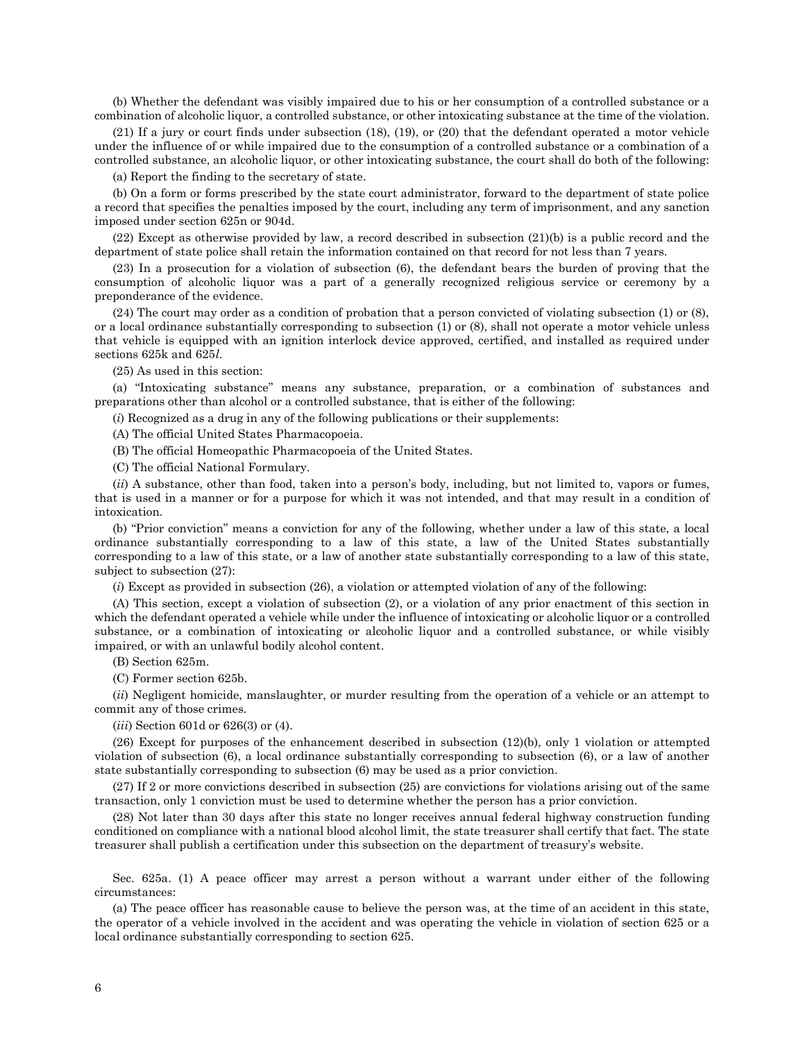(b) Whether the defendant was visibly impaired due to his or her consumption of a controlled substance or a combination of alcoholic liquor, a controlled substance, or other intoxicating substance at the time of the violation.

(21) If a jury or court finds under subsection (18), (19), or (20) that the defendant operated a motor vehicle under the influence of or while impaired due to the consumption of a controlled substance or a combination of a controlled substance, an alcoholic liquor, or other intoxicating substance, the court shall do both of the following:

(a) Report the finding to the secretary of state.

(b) On a form or forms prescribed by the state court administrator, forward to the department of state police a record that specifies the penalties imposed by the court, including any term of imprisonment, and any sanction imposed under section 625n or 904d.

(22) Except as otherwise provided by law, a record described in subsection (21)(b) is a public record and the department of state police shall retain the information contained on that record for not less than 7 years.

(23) In a prosecution for a violation of subsection (6), the defendant bears the burden of proving that the consumption of alcoholic liquor was a part of a generally recognized religious service or ceremony by a preponderance of the evidence.

(24) The court may order as a condition of probation that a person convicted of violating subsection (1) or (8), or a local ordinance substantially corresponding to subsection (1) or (8), shall not operate a motor vehicle unless that vehicle is equipped with an ignition interlock device approved, certified, and installed as required under sections 625k and 625*l*.

(25) As used in this section:

(a) "Intoxicating substance" means any substance, preparation, or a combination of substances and preparations other than alcohol or a controlled substance, that is either of the following:

(*i*) Recognized as a drug in any of the following publications or their supplements:

(A) The official United States Pharmacopoeia.

(B) The official Homeopathic Pharmacopoeia of the United States.

(C) The official National Formulary.

(*ii*) A substance, other than food, taken into a person's body, including, but not limited to, vapors or fumes, that is used in a manner or for a purpose for which it was not intended, and that may result in a condition of intoxication.

(b) "Prior conviction" means a conviction for any of the following, whether under a law of this state, a local ordinance substantially corresponding to a law of this state, a law of the United States substantially corresponding to a law of this state, or a law of another state substantially corresponding to a law of this state, subject to subsection (27):

(*i*) Except as provided in subsection (26), a violation or attempted violation of any of the following:

(A) This section, except a violation of subsection (2), or a violation of any prior enactment of this section in which the defendant operated a vehicle while under the influence of intoxicating or alcoholic liquor or a controlled substance, or a combination of intoxicating or alcoholic liquor and a controlled substance, or while visibly impaired, or with an unlawful bodily alcohol content.

(B) Section 625m.

(C) Former section 625b.

(*ii*) Negligent homicide, manslaughter, or murder resulting from the operation of a vehicle or an attempt to commit any of those crimes.

(*iii*) Section 601d or 626(3) or (4).

(26) Except for purposes of the enhancement described in subsection (12)(b), only 1 violation or attempted violation of subsection (6), a local ordinance substantially corresponding to subsection (6), or a law of another state substantially corresponding to subsection (6) may be used as a prior conviction.

(27) If 2 or more convictions described in subsection (25) are convictions for violations arising out of the same transaction, only 1 conviction must be used to determine whether the person has a prior conviction.

(28) Not later than 30 days after this state no longer receives annual federal highway construction funding conditioned on compliance with a national blood alcohol limit, the state treasurer shall certify that fact. The state treasurer shall publish a certification under this subsection on the department of treasury's website.

Sec. 625a. (1) A peace officer may arrest a person without a warrant under either of the following circumstances:

(a) The peace officer has reasonable cause to believe the person was, at the time of an accident in this state, the operator of a vehicle involved in the accident and was operating the vehicle in violation of section 625 or a local ordinance substantially corresponding to section 625.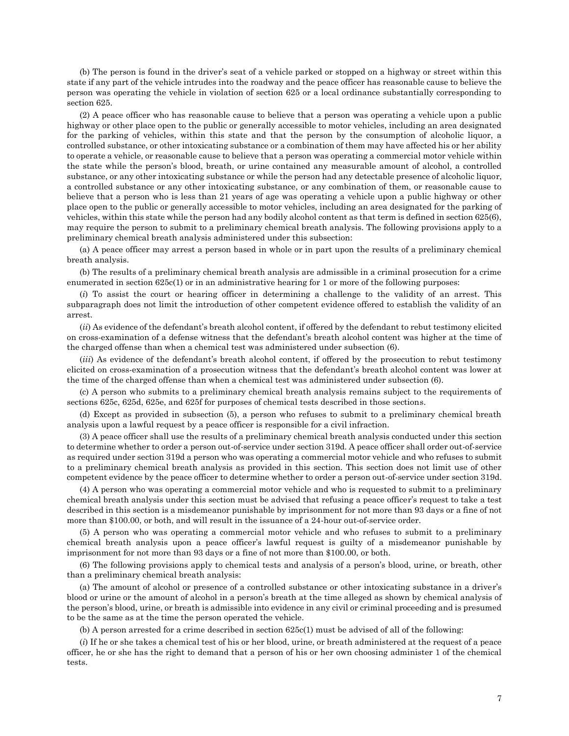(b) The person is found in the driver's seat of a vehicle parked or stopped on a highway or street within this state if any part of the vehicle intrudes into the roadway and the peace officer has reasonable cause to believe the person was operating the vehicle in violation of section 625 or a local ordinance substantially corresponding to section 625.

(2) A peace officer who has reasonable cause to believe that a person was operating a vehicle upon a public highway or other place open to the public or generally accessible to motor vehicles, including an area designated for the parking of vehicles, within this state and that the person by the consumption of alcoholic liquor, a controlled substance, or other intoxicating substance or a combination of them may have affected his or her ability to operate a vehicle, or reasonable cause to believe that a person was operating a commercial motor vehicle within the state while the person's blood, breath, or urine contained any measurable amount of alcohol, a controlled substance, or any other intoxicating substance or while the person had any detectable presence of alcoholic liquor, a controlled substance or any other intoxicating substance, or any combination of them, or reasonable cause to believe that a person who is less than 21 years of age was operating a vehicle upon a public highway or other place open to the public or generally accessible to motor vehicles, including an area designated for the parking of vehicles, within this state while the person had any bodily alcohol content as that term is defined in section 625(6), may require the person to submit to a preliminary chemical breath analysis. The following provisions apply to a preliminary chemical breath analysis administered under this subsection:

(a) A peace officer may arrest a person based in whole or in part upon the results of a preliminary chemical breath analysis.

(b) The results of a preliminary chemical breath analysis are admissible in a criminal prosecution for a crime enumerated in section 625c(1) or in an administrative hearing for 1 or more of the following purposes:

(*i*) To assist the court or hearing officer in determining a challenge to the validity of an arrest. This subparagraph does not limit the introduction of other competent evidence offered to establish the validity of an arrest.

(*ii*) As evidence of the defendant's breath alcohol content, if offered by the defendant to rebut testimony elicited on cross-examination of a defense witness that the defendant's breath alcohol content was higher at the time of the charged offense than when a chemical test was administered under subsection (6).

(*iii*) As evidence of the defendant's breath alcohol content, if offered by the prosecution to rebut testimony elicited on cross-examination of a prosecution witness that the defendant's breath alcohol content was lower at the time of the charged offense than when a chemical test was administered under subsection (6).

(c) A person who submits to a preliminary chemical breath analysis remains subject to the requirements of sections 625c, 625d, 625e, and 625f for purposes of chemical tests described in those sections.

(d) Except as provided in subsection (5), a person who refuses to submit to a preliminary chemical breath analysis upon a lawful request by a peace officer is responsible for a civil infraction.

(3) A peace officer shall use the results of a preliminary chemical breath analysis conducted under this section to determine whether to order a person out-of-service under section 319d. A peace officer shall order out-of-service as required under section 319d a person who was operating a commercial motor vehicle and who refuses to submit to a preliminary chemical breath analysis as provided in this section. This section does not limit use of other competent evidence by the peace officer to determine whether to order a person out-of-service under section 319d.

(4) A person who was operating a commercial motor vehicle and who is requested to submit to a preliminary chemical breath analysis under this section must be advised that refusing a peace officer's request to take a test described in this section is a misdemeanor punishable by imprisonment for not more than 93 days or a fine of not more than $100.00, or both, and will result in the issuance of a 24-hour out-of-service order.

(5) A person who was operating a commercial motor vehicle and who refuses to submit to a preliminary chemical breath analysis upon a peace officer's lawful request is guilty of a misdemeanor punishable by imprisonment for not more than 93 days or a fine of not more than $100.00, or both.

(6) The following provisions apply to chemical tests and analysis of a person's blood, urine, or breath, other than a preliminary chemical breath analysis:

(a) The amount of alcohol or presence of a controlled substance or other intoxicating substance in a driver's blood or urine or the amount of alcohol in a person's breath at the time alleged as shown by chemical analysis of the person's blood, urine, or breath is admissible into evidence in any civil or criminal proceeding and is presumed to be the same as at the time the person operated the vehicle.

(b) A person arrested for a crime described in section 625c(1) must be advised of all of the following:

(*i*) If he or she takes a chemical test of his or her blood, urine, or breath administered at the request of a peace officer, he or she has the right to demand that a person of his or her own choosing administer 1 of the chemical tests.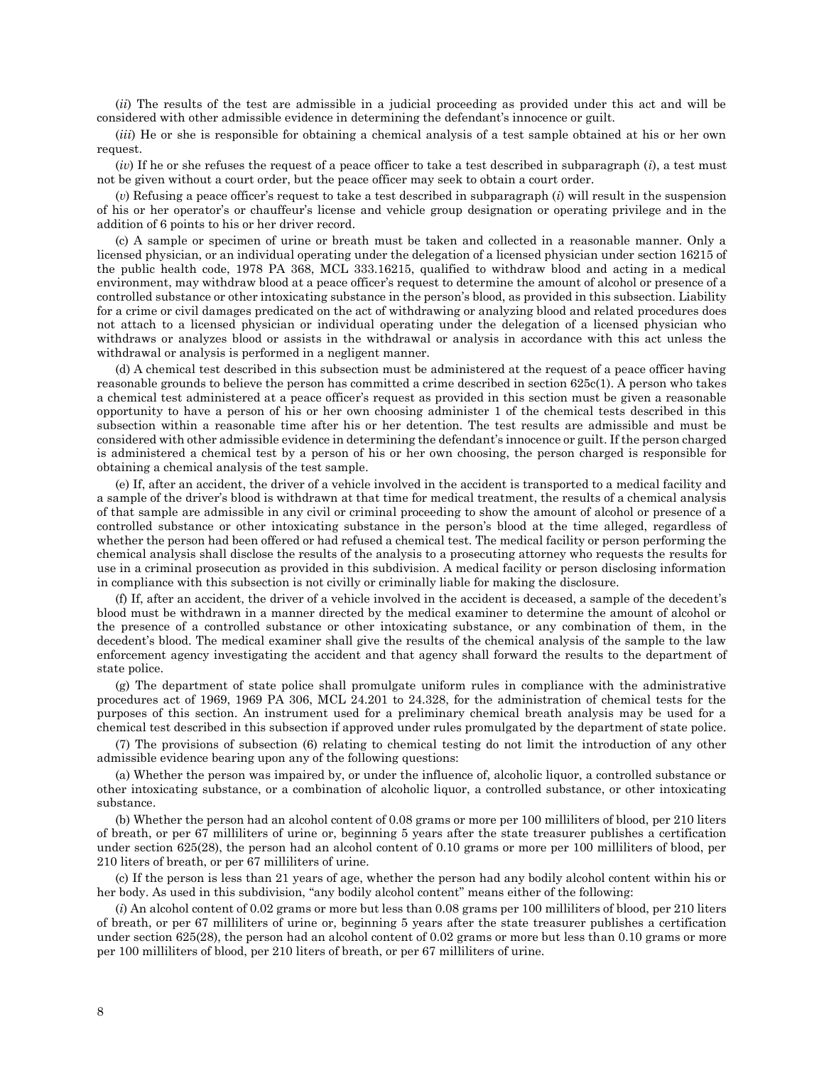(*ii*) The results of the test are admissible in a judicial proceeding as provided under this act and will be considered with other admissible evidence in determining the defendant's innocence or guilt.

(*iii*) He or she is responsible for obtaining a chemical analysis of a test sample obtained at his or her own request.

(*iv*) If he or she refuses the request of a peace officer to take a test described in subparagraph (*i*), a test must not be given without a court order, but the peace officer may seek to obtain a court order.

(*v*) Refusing a peace officer's request to take a test described in subparagraph (*i*) will result in the suspension of his or her operator's or chauffeur's license and vehicle group designation or operating privilege and in the addition of 6 points to his or her driver record.

(c) A sample or specimen of urine or breath must be taken and collected in a reasonable manner. Only a licensed physician, or an individual operating under the delegation of a licensed physician under section 16215 of the public health code, 1978 PA 368, MCL 333.16215, qualified to withdraw blood and acting in a medical environment, may withdraw blood at a peace officer's request to determine the amount of alcohol or presence of a controlled substance or other intoxicating substance in the person's blood, as provided in this subsection. Liability for a crime or civil damages predicated on the act of withdrawing or analyzing blood and related procedures does not attach to a licensed physician or individual operating under the delegation of a licensed physician who withdraws or analyzes blood or assists in the withdrawal or analysis in accordance with this act unless the withdrawal or analysis is performed in a negligent manner.

(d) A chemical test described in this subsection must be administered at the request of a peace officer having reasonable grounds to believe the person has committed a crime described in section 625c(1). A person who takes a chemical test administered at a peace officer's request as provided in this section must be given a reasonable opportunity to have a person of his or her own choosing administer 1 of the chemical tests described in this subsection within a reasonable time after his or her detention. The test results are admissible and must be considered with other admissible evidence in determining the defendant's innocence or guilt. If the person charged is administered a chemical test by a person of his or her own choosing, the person charged is responsible for obtaining a chemical analysis of the test sample.

(e) If, after an accident, the driver of a vehicle involved in the accident is transported to a medical facility and a sample of the driver's blood is withdrawn at that time for medical treatment, the results of a chemical analysis of that sample are admissible in any civil or criminal proceeding to show the amount of alcohol or presence of a controlled substance or other intoxicating substance in the person's blood at the time alleged, regardless of whether the person had been offered or had refused a chemical test. The medical facility or person performing the chemical analysis shall disclose the results of the analysis to a prosecuting attorney who requests the results for use in a criminal prosecution as provided in this subdivision. A medical facility or person disclosing information in compliance with this subsection is not civilly or criminally liable for making the disclosure.

(f) If, after an accident, the driver of a vehicle involved in the accident is deceased, a sample of the decedent's blood must be withdrawn in a manner directed by the medical examiner to determine the amount of alcohol or the presence of a controlled substance or other intoxicating substance, or any combination of them, in the decedent's blood. The medical examiner shall give the results of the chemical analysis of the sample to the law enforcement agency investigating the accident and that agency shall forward the results to the department of state police.

(g) The department of state police shall promulgate uniform rules in compliance with the administrative procedures act of 1969, 1969 PA 306, MCL 24.201 to 24.328, for the administration of chemical tests for the purposes of this section. An instrument used for a preliminary chemical breath analysis may be used for a chemical test described in this subsection if approved under rules promulgated by the department of state police.

(7) The provisions of subsection (6) relating to chemical testing do not limit the introduction of any other admissible evidence bearing upon any of the following questions:

(a) Whether the person was impaired by, or under the influence of, alcoholic liquor, a controlled substance or other intoxicating substance, or a combination of alcoholic liquor, a controlled substance, or other intoxicating substance.

(b) Whether the person had an alcohol content of 0.08 grams or more per 100 milliliters of blood, per 210 liters of breath, or per 67 milliliters of urine or, beginning 5 years after the state treasurer publishes a certification under section 625(28), the person had an alcohol content of 0.10 grams or more per 100 milliliters of blood, per 210 liters of breath, or per 67 milliliters of urine.

(c) If the person is less than 21 years of age, whether the person had any bodily alcohol content within his or her body. As used in this subdivision, "any bodily alcohol content" means either of the following:

(*i*) An alcohol content of 0.02 grams or more but less than 0.08 grams per 100 milliliters of blood, per 210 liters of breath, or per 67 milliliters of urine or, beginning 5 years after the state treasurer publishes a certification under section 625(28), the person had an alcohol content of 0.02 grams or more but less than 0.10 grams or more per 100 milliliters of blood, per 210 liters of breath, or per 67 milliliters of urine.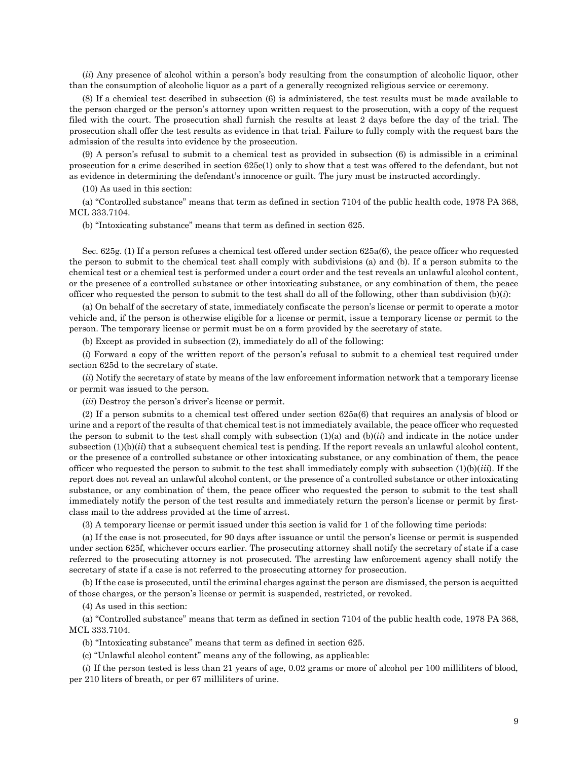(*ii*) Any presence of alcohol within a person's body resulting from the consumption of alcoholic liquor, other than the consumption of alcoholic liquor as a part of a generally recognized religious service or ceremony.

(8) If a chemical test described in subsection (6) is administered, the test results must be made available to the person charged or the person's attorney upon written request to the prosecution, with a copy of the request filed with the court. The prosecution shall furnish the results at least 2 days before the day of the trial. The prosecution shall offer the test results as evidence in that trial. Failure to fully comply with the request bars the admission of the results into evidence by the prosecution.

(9) A person's refusal to submit to a chemical test as provided in subsection (6) is admissible in a criminal prosecution for a crime described in section 625c(1) only to show that a test was offered to the defendant, but not as evidence in determining the defendant's innocence or guilt. The jury must be instructed accordingly.

(10) As used in this section:

(a) "Controlled substance" means that term as defined in section 7104 of the public health code, 1978 PA 368, MCL 333.7104.

(b) "Intoxicating substance" means that term as defined in section 625.

Sec. 625g. (1) If a person refuses a chemical test offered under section 625a(6), the peace officer who requested the person to submit to the chemical test shall comply with subdivisions (a) and (b). If a person submits to the chemical test or a chemical test is performed under a court order and the test reveals an unlawful alcohol content, or the presence of a controlled substance or other intoxicating substance, or any combination of them, the peace officer who requested the person to submit to the test shall do all of the following, other than subdivision (b)(*i*):

(a) On behalf of the secretary of state, immediately confiscate the person's license or permit to operate a motor vehicle and, if the person is otherwise eligible for a license or permit, issue a temporary license or permit to the person. The temporary license or permit must be on a form provided by the secretary of state.

(b) Except as provided in subsection (2), immediately do all of the following:

(*i*) Forward a copy of the written report of the person's refusal to submit to a chemical test required under section 625d to the secretary of state.

(*ii*) Notify the secretary of state by means of the law enforcement information network that a temporary license or permit was issued to the person.

(*iii*) Destroy the person's driver's license or permit.

(2) If a person submits to a chemical test offered under section 625a(6) that requires an analysis of blood or urine and a report of the results of that chemical test is not immediately available, the peace officer who requested the person to submit to the test shall comply with subsection (1)(a) and (b)(*ii*) and indicate in the notice under subsection (1)(b)(*ii*) that a subsequent chemical test is pending. If the report reveals an unlawful alcohol content, or the presence of a controlled substance or other intoxicating substance, or any combination of them, the peace officer who requested the person to submit to the test shall immediately comply with subsection (1)(b)(*iii*). If the report does not reveal an unlawful alcohol content, or the presence of a controlled substance or other intoxicating substance, or any combination of them, the peace officer who requested the person to submit to the test shall immediately notify the person of the test results and immediately return the person's license or permit by first-class mail to the address provided at the time of arrest.

(3) A temporary license or permit issued under this section is valid for 1 of the following time periods:

(a) If the case is not prosecuted, for 90 days after issuance or until the person's license or permit is suspended under section 625f, whichever occurs earlier. The prosecuting attorney shall notify the secretary of state if a case referred to the prosecuting attorney is not prosecuted. The arresting law enforcement agency shall notify the secretary of state if a case is not referred to the prosecuting attorney for prosecution.

(b) If the case is prosecuted, until the criminal charges against the person are dismissed, the person is acquitted of those charges, or the person's license or permit is suspended, restricted, or revoked.

(4) As used in this section:

(a) "Controlled substance" means that term as defined in section 7104 of the public health code, 1978 PA 368, MCL 333.7104.

(b) "Intoxicating substance" means that term as defined in section 625.

(c) "Unlawful alcohol content" means any of the following, as applicable:

(*i*) If the person tested is less than 21 years of age, 0.02 grams or more of alcohol per 100 milliliters of blood, per 210 liters of breath, or per 67 milliliters of urine.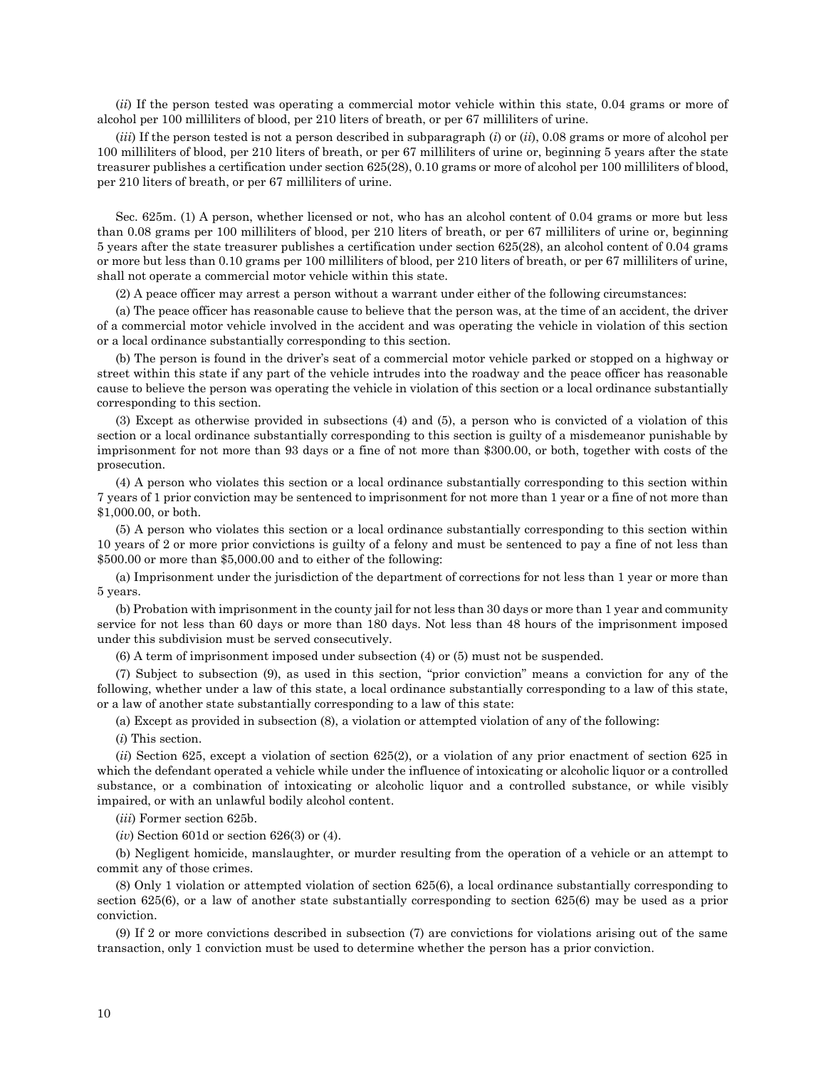(*ii*) If the person tested was operating a commercial motor vehicle within this state, 0.04 grams or more of alcohol per 100 milliliters of blood, per 210 liters of breath, or per 67 milliliters of urine.

(*iii*) If the person tested is not a person described in subparagraph (*i*) or (*ii*), 0.08 grams or more of alcohol per 100 milliliters of blood, per 210 liters of breath, or per 67 milliliters of urine or, beginning 5 years after the state treasurer publishes a certification under section 625(28), 0.10 grams or more of alcohol per 100 milliliters of blood, per 210 liters of breath, or per 67 milliliters of urine.

Sec. 625m. (1) A person, whether licensed or not, who has an alcohol content of 0.04 grams or more but less than 0.08 grams per 100 milliliters of blood, per 210 liters of breath, or per 67 milliliters of urine or, beginning 5 years after the state treasurer publishes a certification under section 625(28), an alcohol content of 0.04 grams or more but less than 0.10 grams per 100 milliliters of blood, per 210 liters of breath, or per 67 milliliters of urine, shall not operate a commercial motor vehicle within this state.

(2) A peace officer may arrest a person without a warrant under either of the following circumstances:

(a) The peace officer has reasonable cause to believe that the person was, at the time of an accident, the driver of a commercial motor vehicle involved in the accident and was operating the vehicle in violation of this section or a local ordinance substantially corresponding to this section.

(b) The person is found in the driver's seat of a commercial motor vehicle parked or stopped on a highway or street within this state if any part of the vehicle intrudes into the roadway and the peace officer has reasonable cause to believe the person was operating the vehicle in violation of this section or a local ordinance substantially corresponding to this section.

(3) Except as otherwise provided in subsections (4) and (5), a person who is convicted of a violation of this section or a local ordinance substantially corresponding to this section is guilty of a misdemeanor punishable by imprisonment for not more than 93 days or a fine of not more than $300.00, or both, together with costs of the prosecution.

(4) A person who violates this section or a local ordinance substantially corresponding to this section within 7 years of 1 prior conviction may be sentenced to imprisonment for not more than 1 year or a fine of not more than $1,000.00, or both.

(5) A person who violates this section or a local ordinance substantially corresponding to this section within 10 years of 2 or more prior convictions is guilty of a felony and must be sentenced to pay a fine of not less than $500.00 or more than $5,000.00 and to either of the following:

(a) Imprisonment under the jurisdiction of the department of corrections for not less than 1 year or more than 5 years.

(b) Probation with imprisonment in the county jail for not less than 30 days or more than 1 year and community service for not less than 60 days or more than 180 days. Not less than 48 hours of the imprisonment imposed under this subdivision must be served consecutively.

(6) A term of imprisonment imposed under subsection (4) or (5) must not be suspended.

(7) Subject to subsection (9), as used in this section, "prior conviction" means a conviction for any of the following, whether under a law of this state, a local ordinance substantially corresponding to a law of this state, or a law of another state substantially corresponding to a law of this state:

(a) Except as provided in subsection (8), a violation or attempted violation of any of the following:

(*i*) This section.

(*ii*) Section 625, except a violation of section 625(2), or a violation of any prior enactment of section 625 in which the defendant operated a vehicle while under the influence of intoxicating or alcoholic liquor or a controlled substance, or a combination of intoxicating or alcoholic liquor and a controlled substance, or while visibly impaired, or with an unlawful bodily alcohol content.

(*iii*) Former section 625b.

(*iv*) Section 601d or section 626(3) or (4).

(b) Negligent homicide, manslaughter, or murder resulting from the operation of a vehicle or an attempt to commit any of those crimes.

(8) Only 1 violation or attempted violation of section 625(6), a local ordinance substantially corresponding to section 625(6), or a law of another state substantially corresponding to section 625(6) may be used as a prior conviction.

(9) If 2 or more convictions described in subsection (7) are convictions for violations arising out of the same transaction, only 1 conviction must be used to determine whether the person has a prior conviction.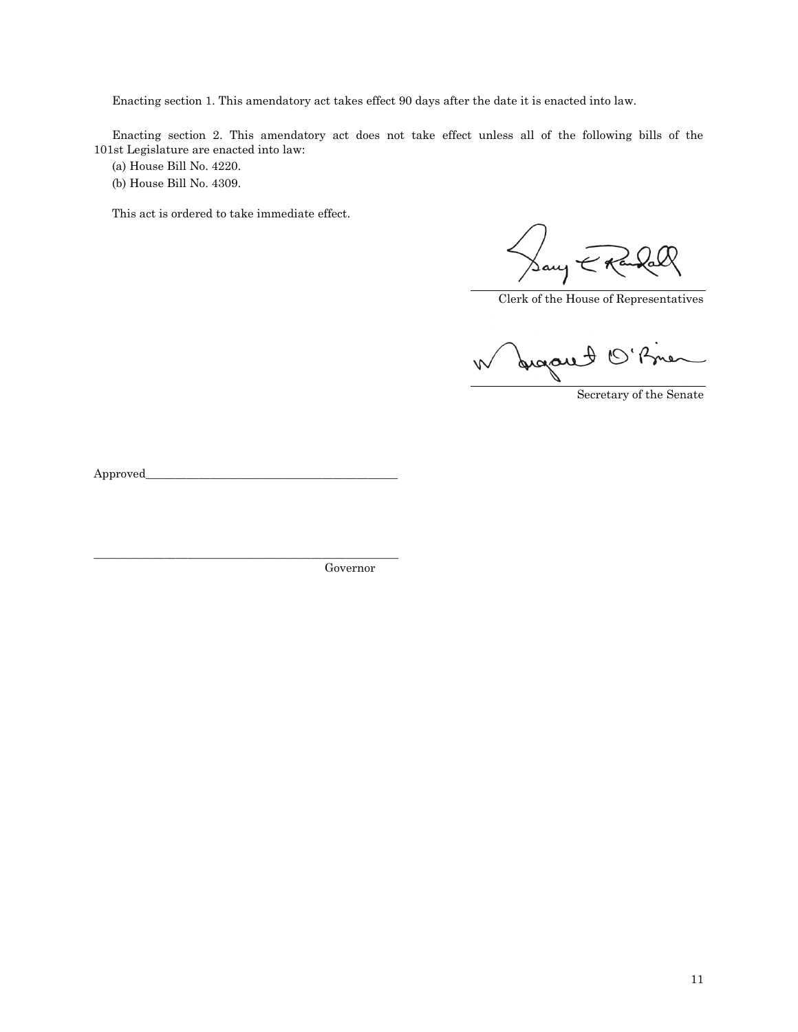Enacting section 1. This amendatory act takes effect 90 days after the date it is enacted into law.

Enacting section 2. This amendatory act does not take effect unless all of the following bills of the 101st Legislature are enacted into law:

(a) House Bill No. 4220.

(b) House Bill No. 4309.

This act is ordered to take immediate effect.

Clerk of the House of Representatives

Secretary of the Senate

Approved\_\_\_\_\_\_\_\_\_\_\_\_\_\_\_\_\_\_\_\_\_\_\_\_\_\_\_\_\_\_\_\_\_\_\_\_\_\_\_\_\_\_

\_\_\_\_\_\_\_\_\_\_\_\_\_\_\_\_\_\_\_\_\_\_\_\_\_\_\_\_\_\_\_\_\_\_\_\_\_\_\_\_\_\_\_\_\_\_\_\_\_\_

Governor